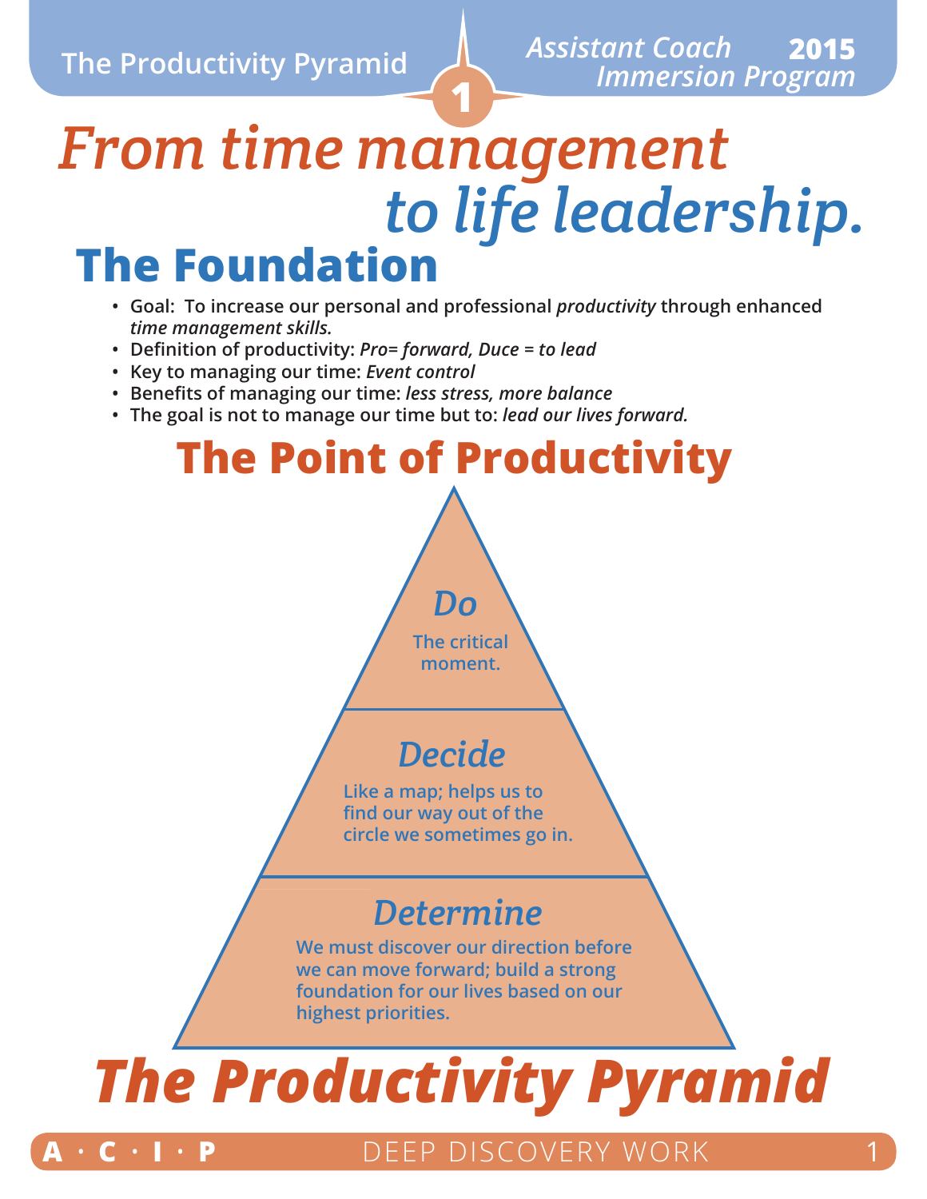# From time management to life leadership.

## The Foundation

- Goal: To increase our personal and professional *productivity* through enhanced *time management skills.*
- Definition of productivity: *Pro= forward, Duce = to lead*
- Key to managing our time: *Event control*
- Benefits of managing our time: *less stress, more balance*
- The goal is not to manage our time but to: *lead our lives forward.*

## The Point of Productivity

### *Do*

The critical moment.

### *Decide*

Like a map; helps us to find our way out of the circle we sometimes go in.

### *Determine*

We must discover our direction before we can move forward; build a strong foundation for our lives based on our highest priorities.

## *The Productivity Pyramid*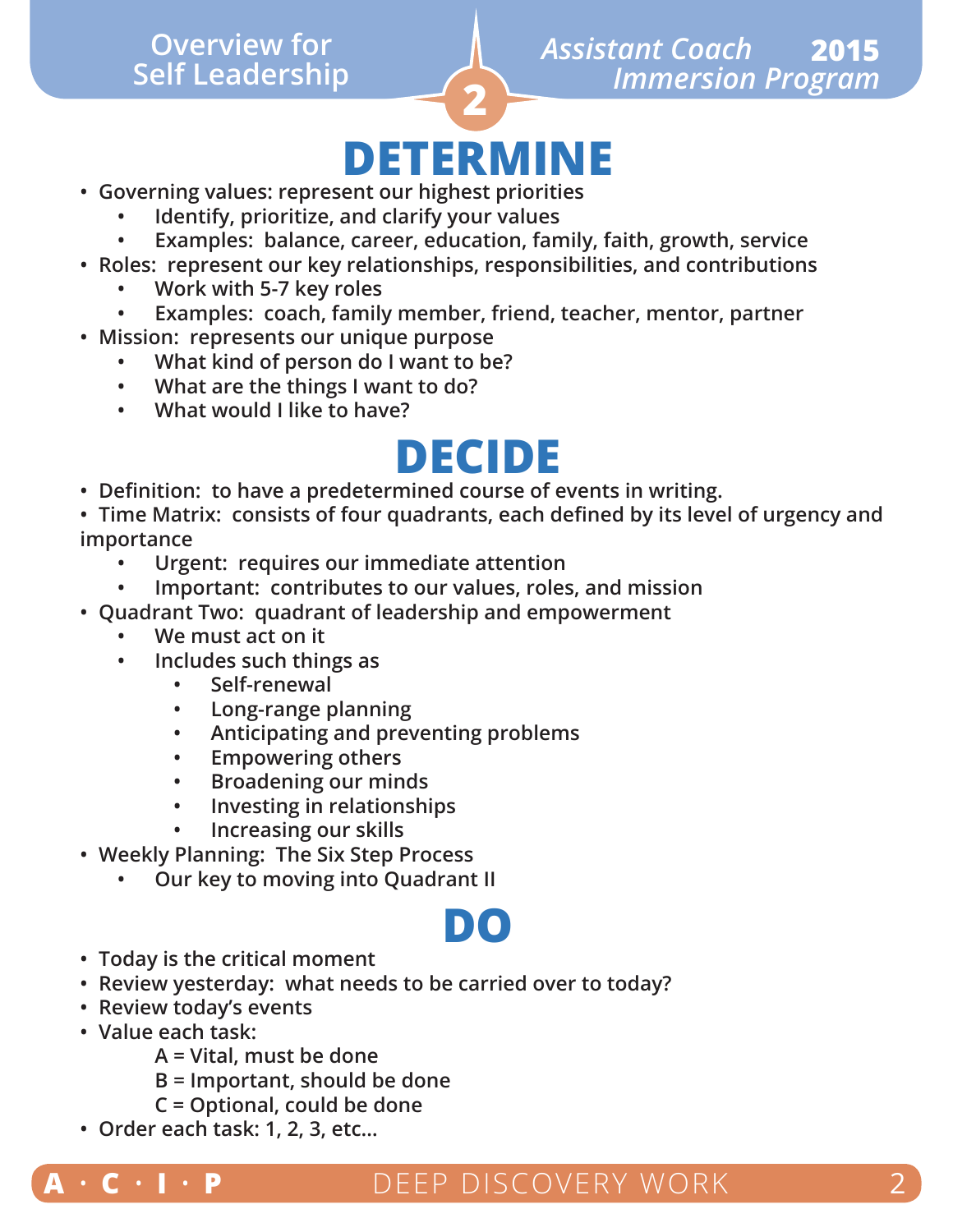# DETERMINE

- Governing values: represent our highest priorities
  - Identify, prioritize, and clarify your values
  - Examples: balance, career, education, family, faith, growth, service
- Roles: represent our key relationships, responsibilities, and contributions
  - Work with 5-7 key roles
  - Examples: coach, family member, friend, teacher, mentor, partner
- Mission: represents our unique purpose
  - What kind of person do I want to be?
  - What are the things I want to do?
  - What would I like to have?

# DECIDE

- Definition: to have a predetermined course of events in writing.
- Time Matrix: consists of four quadrants, each defined by its level of urgency and importance
  - Urgent: requires our immediate attention
  - Important: contributes to our values, roles, and mission
- Quadrant Two: quadrant of leadership and empowerment
  - We must act on it
  - Includes such things as
    - Self-renewal
    - Long-range planning
    - Anticipating and preventing problems
    - Empowering others
    - Broadening our minds
    - Investing in relationships
    - Increasing our skills
- Weekly Planning: The Six Step Process
  - Our key to moving into Quadrant II

# DO

- Today is the critical moment
- Review yesterday: what needs to be carried over to today?
- Review today's events
- Value each task:
  - A = Vital, must be done
  - B = Important, should be done
  - C = Optional, could be done
- Order each task: 1, 2, 3, etc...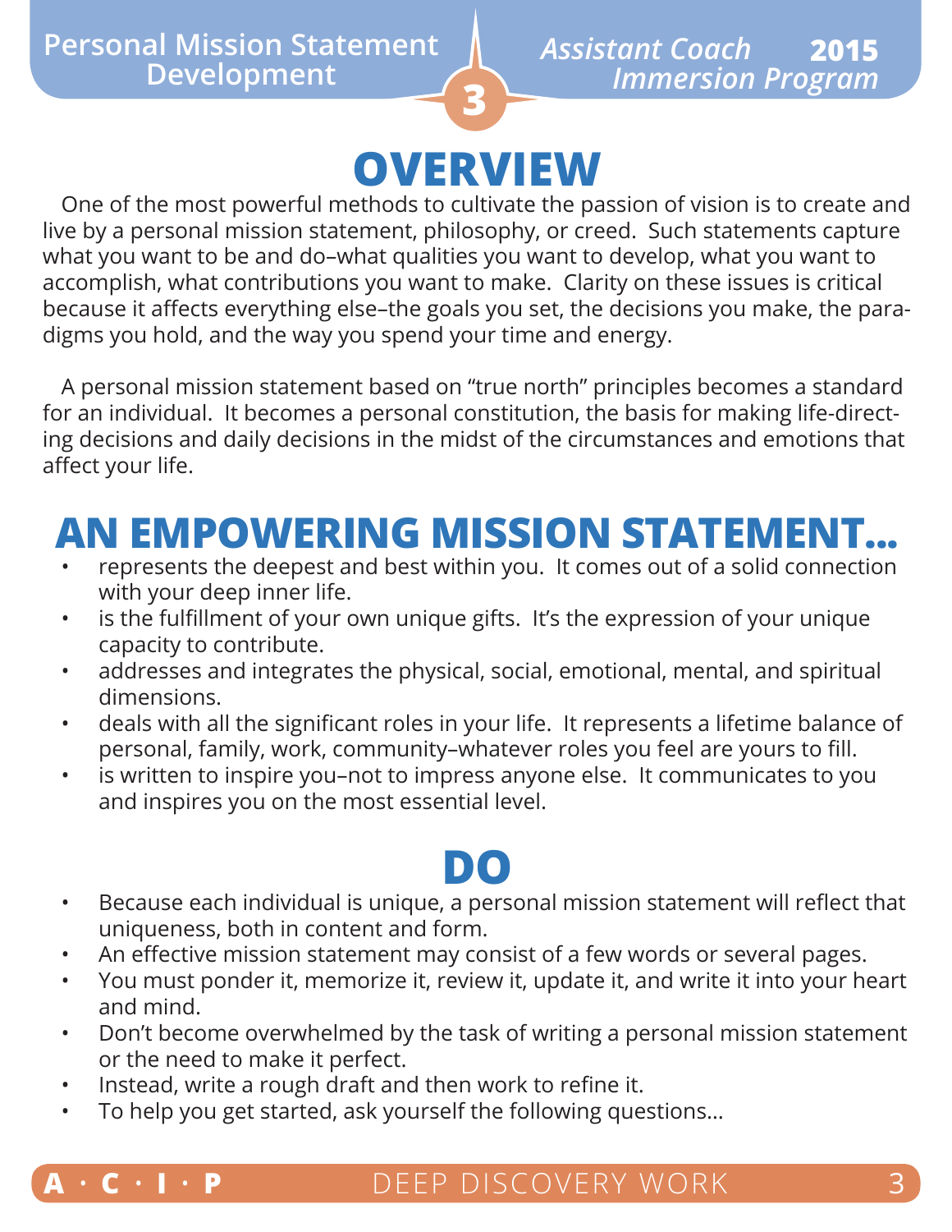# OVERVIEW

One of the most powerful methods to cultivate the passion of vision is to create and live by a personal mission statement, philosophy, or creed. Such statements capture what you want to be and do–what qualities you want to develop, what you want to accomplish, what contributions you want to make. Clarity on these issues is critical because it affects everything else–the goals you set, the decisions you make, the paradigms you hold, and the way you spend your time and energy.

A personal mission statement based on "true north" principles becomes a standard for an individual. It becomes a personal constitution, the basis for making life-directing decisions and daily decisions in the midst of the circumstances and emotions that affect your life.

# AN EMPOWERING MISSION STATEMENT...

- represents the deepest and best within you. It comes out of a solid connection with your deep inner life.
- is the fulfillment of your own unique gifts. It's the expression of your unique capacity to contribute.
- addresses and integrates the physical, social, emotional, mental, and spiritual dimensions.
- deals with all the significant roles in your life. It represents a lifetime balance of personal, family, work, community–whatever roles you feel are yours to fill.
- is written to inspire you–not to impress anyone else. It communicates to you and inspires you on the most essential level.

# DO

- Because each individual is unique, a personal mission statement will reflect that uniqueness, both in content and form.
- An effective mission statement may consist of a few words or several pages.
- You must ponder it, memorize it, review it, update it, and write it into your heart and mind.
- Don't become overwhelmed by the task of writing a personal mission statement or the need to make it perfect.
- Instead, write a rough draft and then work to refine it.
- To help you get started, ask yourself the following questions...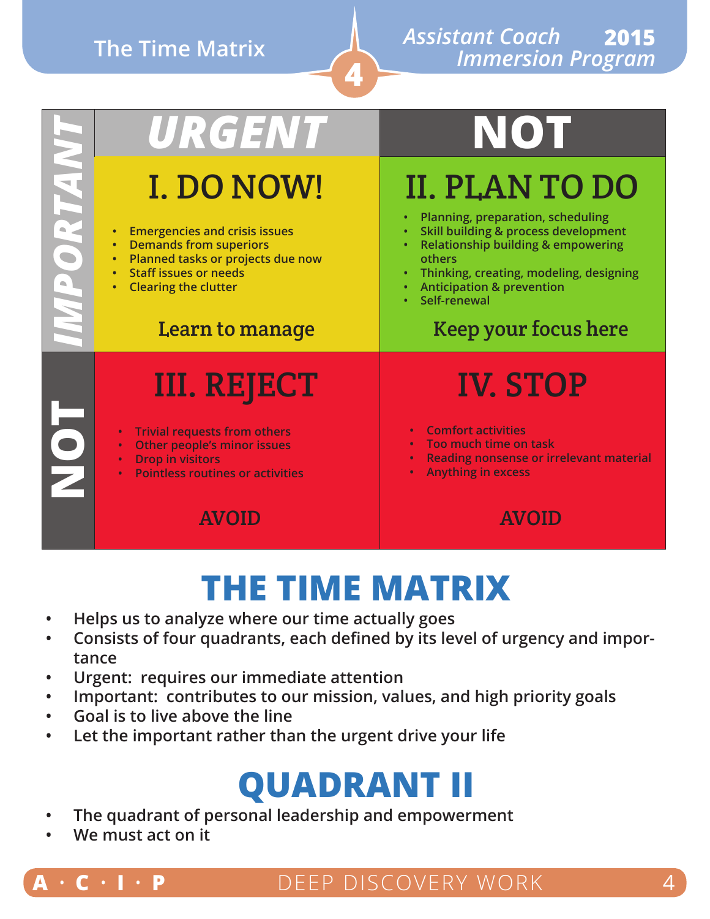| | URGENT | NOT |
|---|---|---|
| **IMPORTANT** | **I. DO NOW!**<br>• Emergencies and crisis issues<br>• Demands from superiors<br>• Planned tasks or projects due now<br>• Staff issues or needs<br>• Clearing the clutter<br><br>Learn to manage | **II. PLAN TO DO**<br>• Planning, preparation, scheduling<br>• Skill building & process development<br>• Relationship building & empowering others<br>• Thinking, creating, modeling, designing<br>• Anticipation & prevention<br>• Self-renewal<br><br>Keep your focus here |
| **NOT** | **III. REJECT**<br>• Trivial requests from others<br>• Other people's minor issues<br>• Drop in visitors<br>• Pointless routines or activities<br><br>AVOID | **IV. STOP**<br>• Comfort activities<br>• Too much time on task<br>• Reading nonsense or irrelevant material<br>• Anything in excess<br><br>AVOID |

# THE TIME MATRIX

- Helps us to analyze where our time actually goes
- Consists of four quadrants, each defined by its level of urgency and importance
- Urgent: requires our immediate attention
- Important: contributes to our mission, values, and high priority goals
- Goal is to live above the line
- Let the important rather than the urgent drive your life

# QUADRANT II

- The quadrant of personal leadership and empowerment
- We must act on it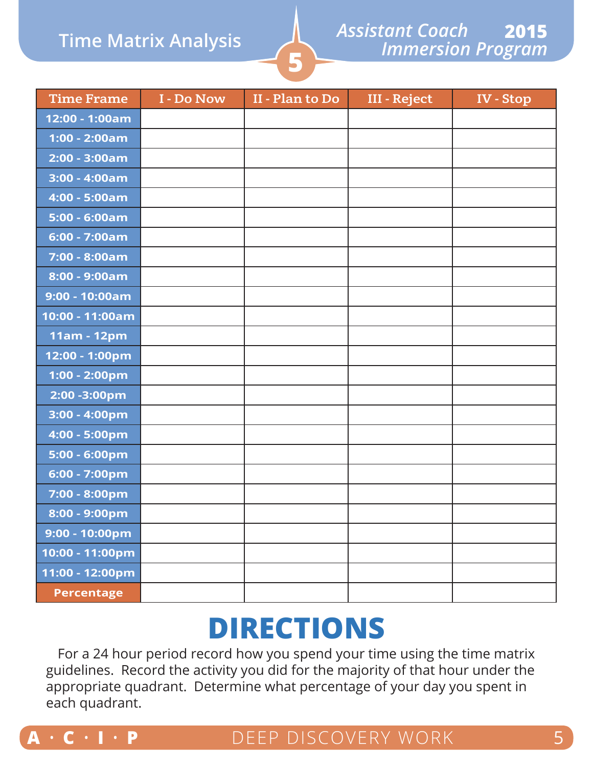# Time Matrix Analysis

*Assistant Coach Immersion Program* **2015**

| Time Frame | I - Do Now | II - Plan to Do | III - Reject | IV - Stop |
|---|---|---|---|---|
| 12:00 - 1:00am | | | | |
| 1:00 - 2:00am | | | | |
| 2:00 - 3:00am | | | | |
| 3:00 - 4:00am | | | | |
| 4:00 - 5:00am | | | | |
| 5:00 - 6:00am | | | | |
| 6:00 - 7:00am | | | | |
| 7:00 - 8:00am | | | | |
| 8:00 - 9:00am | | | | |
| 9:00 - 10:00am | | | | |
| 10:00 - 11:00am | | | | |
| 11am - 12pm | | | | |
| 12:00 - 1:00pm | | | | |
| 1:00 - 2:00pm | | | | |
| 2:00 -3:00pm | | | | |
| 3:00 - 4:00pm | | | | |
| 4:00 - 5:00pm | | | | |
| 5:00 - 6:00pm | | | | |
| 6:00 - 7:00pm | | | | |
| 7:00 - 8:00pm | | | | |
| 8:00 - 9:00pm | | | | |
| 9:00 - 10:00pm | | | | |
| 10:00 - 11:00pm | | | | |
| 11:00 - 12:00pm | | | | |
| Percentage | | | | |

## DIRECTIONS

For a 24 hour period record how you spend your time using the time matrix guidelines. Record the activity you did for the majority of that hour under the appropriate quadrant. Determine what percentage of your day you spent in each quadrant.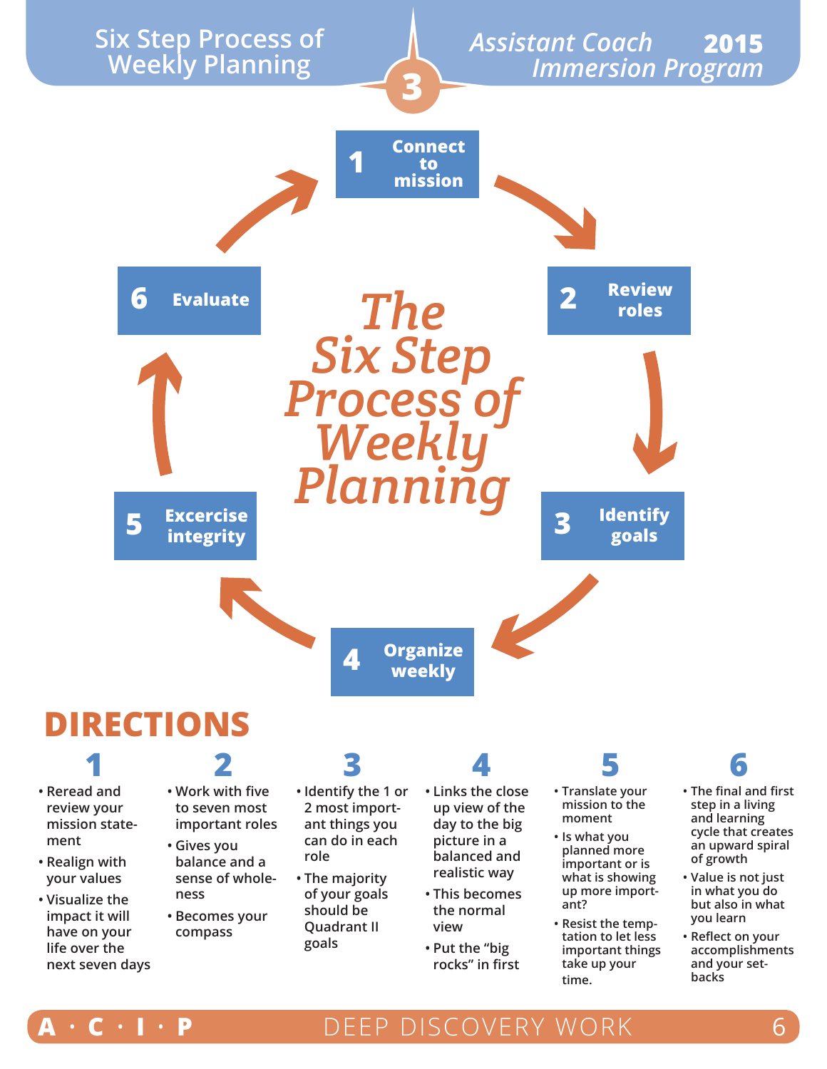# Six Step Process of Weekly Planning

*Assistant Coach Immersion Program* **2015**

**3**

## *The Six Step Process of Weekly Planning*

1. **Connect to mission**
2. **Review roles**
3. **Identify goals**
4. **Organize weekly**
5. **Excercise integrity**
6. **Evaluate**

## DIRECTIONS

### 1

- Reread and review your mission statement
- Realign with your values
- Visualize the impact it will have on your life over the next seven days

### 2

- Work with five to seven most important roles
- Gives you balance and a sense of wholeness
- Becomes your compass

### 3

- Identify the 1 or 2 most important things you can do in each role
- The majority of your goals should be Quadrant II goals

### 4

- Links the close up view of the day to the big picture in a balanced and realistic way
- This becomes the normal view
- Put the "big rocks" in first

### 5

- Translate your mission to the moment
- Is what you planned more important or is what is showing up more important?
- Resist the temptation to let less important things take up your time.

### 6

- The final and first step in a living and learning cycle that creates an upward spiral of growth
- Value is not just in what you do but also in what you learn
- Reflect on your accomplishments and your setbacks

A · C · I · P DEEP DISCOVERY WORK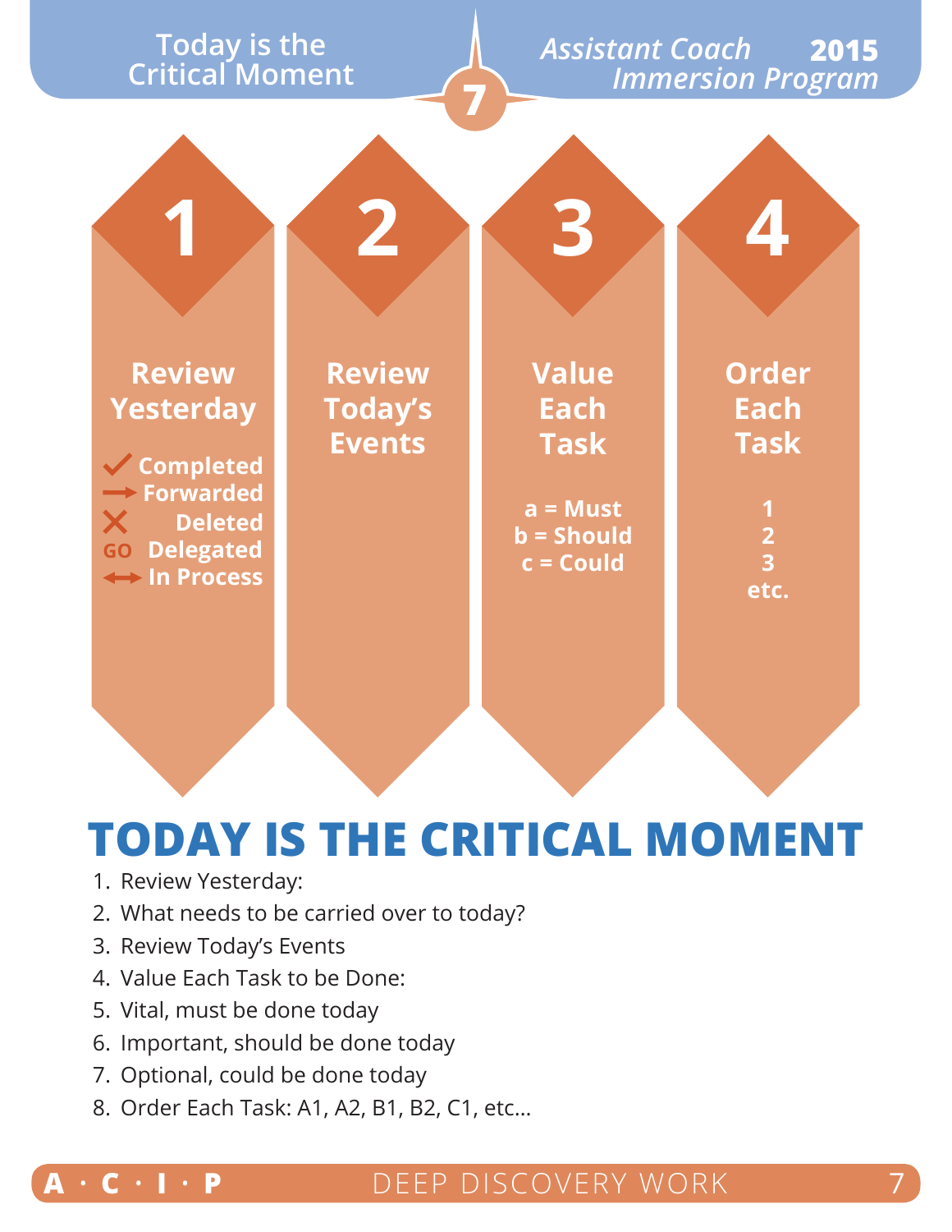## Today is the Critical Moment

### 1 Review Yesterday

- ✓ Completed
- → Forwarded
- ✕ Deleted
- GO Delegated
- ↔ In Process

### 2 Review Today's Events

### 3 Value Each Task

a = Must
b = Should
c = Could

### 4 Order Each Task

1
2
3
etc.

# TODAY IS THE CRITICAL MOMENT

1. Review Yesterday:
2. What needs to be carried over to today?
3. Review Today's Events
4. Value Each Task to be Done:
5. Vital, must be done today
6. Important, should be done today
7. Optional, could be done today
8. Order Each Task: A1, A2, B1, B2, C1, etc...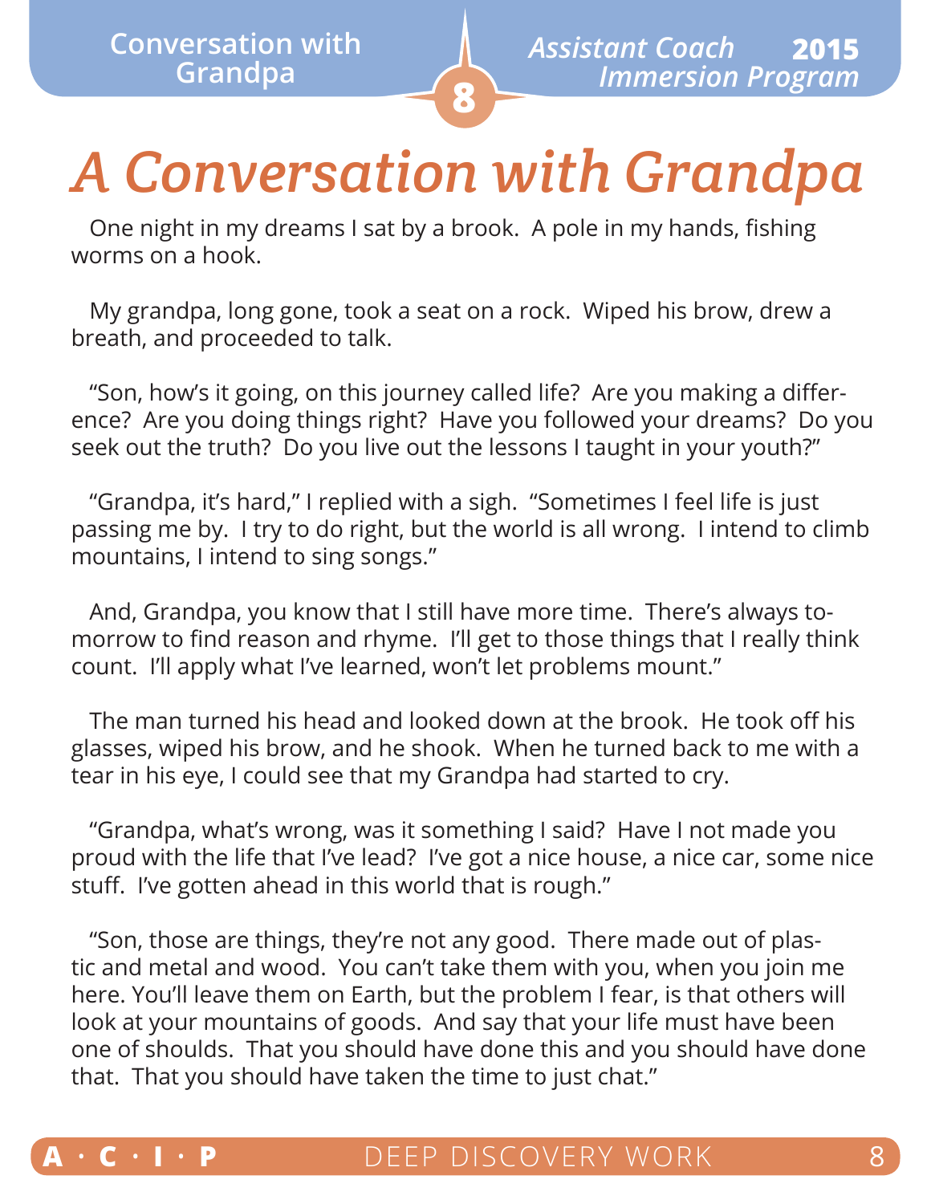# A Conversation with Grandpa

One night in my dreams I sat by a brook. A pole in my hands, fishing worms on a hook.

My grandpa, long gone, took a seat on a rock. Wiped his brow, drew a breath, and proceeded to talk.

"Son, how's it going, on this journey called life? Are you making a difference? Are you doing things right? Have you followed your dreams? Do you seek out the truth? Do you live out the lessons I taught in your youth?"

"Grandpa, it's hard," I replied with a sigh. "Sometimes I feel life is just passing me by. I try to do right, but the world is all wrong. I intend to climb mountains, I intend to sing songs."

And, Grandpa, you know that I still have more time. There's always tomorrow to find reason and rhyme. I'll get to those things that I really think count. I'll apply what I've learned, won't let problems mount."

The man turned his head and looked down at the brook. He took off his glasses, wiped his brow, and he shook. When he turned back to me with a tear in his eye, I could see that my Grandpa had started to cry.

"Grandpa, what's wrong, was it something I said? Have I not made you proud with the life that I've lead? I've got a nice house, a nice car, some nice stuff. I've gotten ahead in this world that is rough."

"Son, those are things, they're not any good. There made out of plastic and metal and wood. You can't take them with you, when you join me here. You'll leave them on Earth, but the problem I fear, is that others will look at your mountains of goods. And say that your life must have been one of shoulds. That you should have done this and you should have done that. That you should have taken the time to just chat."